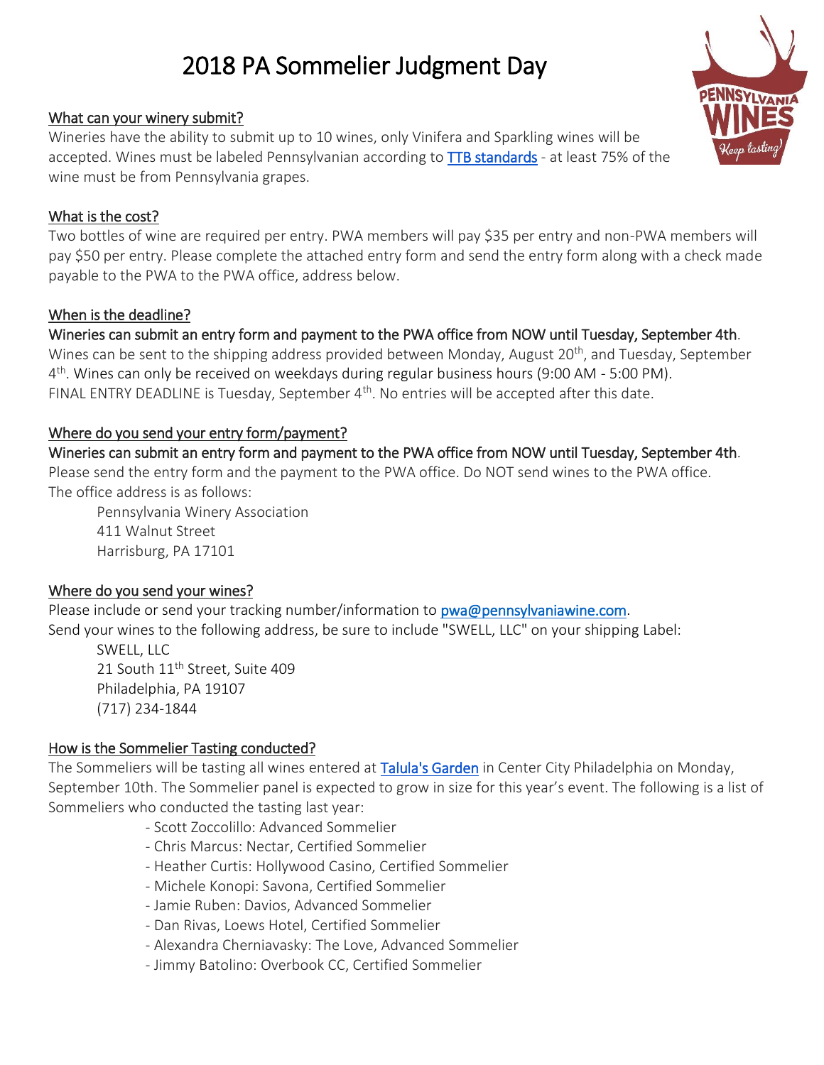# 2018 PA Sommelier Judgment Day

## What can your winery submit?

Wineries have the ability to submit up to 10 wines, only Vinifera and Sparkling wines will be accepted. Wines must be labeled Pennsylvanian according to [TTB standards](#) - at least 75% of the wine must be from Pennsylvania grapes.

## What is the cost?

Two bottles of wine are required per entry. PWA members will pay $35 per entry and non-PWA members will pay $50 per entry. Please complete the attached entry form and send the entry form along with a check made payable to the PWA to the PWA office, address below.

## When is the deadline?

Wineries can submit an entry form and payment to the PWA office from NOW until Tuesday, September 4th.

Wines can be sent to the shipping address provided between Monday, August 20th, and Tuesday, September 4th. Wines can only be received on weekdays during regular business hours (9:00 AM - 5:00 PM).

FINAL ENTRY DEADLINE is Tuesday, September 4th. No entries will be accepted after this date.

## Where do you send your entry form/payment?

Wineries can submit an entry form and payment to the PWA office from NOW until Tuesday, September 4th.

Please send the entry form and the payment to the PWA office. Do NOT send wines to the PWA office.

The office address is as follows:

> Pennsylvania Winery Association
> 411 Walnut Street
> Harrisburg, PA 17101

## Where do you send your wines?

Please include or send your tracking number/information to [pwa@pennsylvaniawine.com](mailto:pwa@pennsylvaniawine.com).

Send your wines to the following address, be sure to include "SWELL, LLC" on your shipping Label:

> SWELL, LLC
> 21 South 11th Street, Suite 409
> Philadelphia, PA 19107
> (717) 234-1844

## How is the Sommelier Tasting conducted?

The Sommeliers will be tasting all wines entered at [Talula's Garden](#) in Center City Philadelphia on Monday, September 10th. The Sommelier panel is expected to grow in size for this year's event. The following is a list of Sommeliers who conducted the tasting last year:

- Scott Zoccolillo: Advanced Sommelier
- Chris Marcus: Nectar, Certified Sommelier
- Heather Curtis: Hollywood Casino, Certified Sommelier
- Michele Konopi: Savona, Certified Sommelier
- Jamie Ruben: Davios, Advanced Sommelier
- Dan Rivas, Loews Hotel, Certified Sommelier
- Alexandra Cherniavasky: The Love, Advanced Sommelier
- Jimmy Batolino: Overbook CC, Certified Sommelier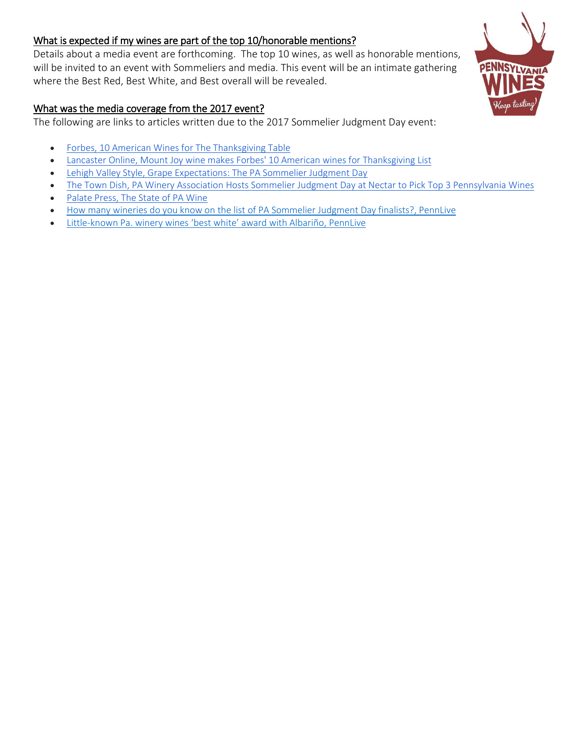## What is expected if my wines are part of the top 10/honorable mentions?

Details about a media event are forthcoming. The top 10 wines, as well as honorable mentions, will be invited to an event with Sommeliers and media. This event will be an intimate gathering where the Best Red, Best White, and Best overall will be revealed.

## What was the media coverage from the 2017 event?

The following are links to articles written due to the 2017 Sommelier Judgment Day event:

- Forbes, 10 American Wines for The Thanksgiving Table
- Lancaster Online, Mount Joy wine makes Forbes' 10 American wines for Thanksgiving List
- Lehigh Valley Style, Grape Expectations: The PA Sommelier Judgment Day
- The Town Dish, PA Winery Association Hosts Sommelier Judgment Day at Nectar to Pick Top 3 Pennsylvania Wines
- Palate Press, The State of PA Wine
- How many wineries do you know on the list of PA Sommelier Judgment Day finalists?, PennLive
- Little-known Pa. winery wines 'best white' award with Albariño, PennLive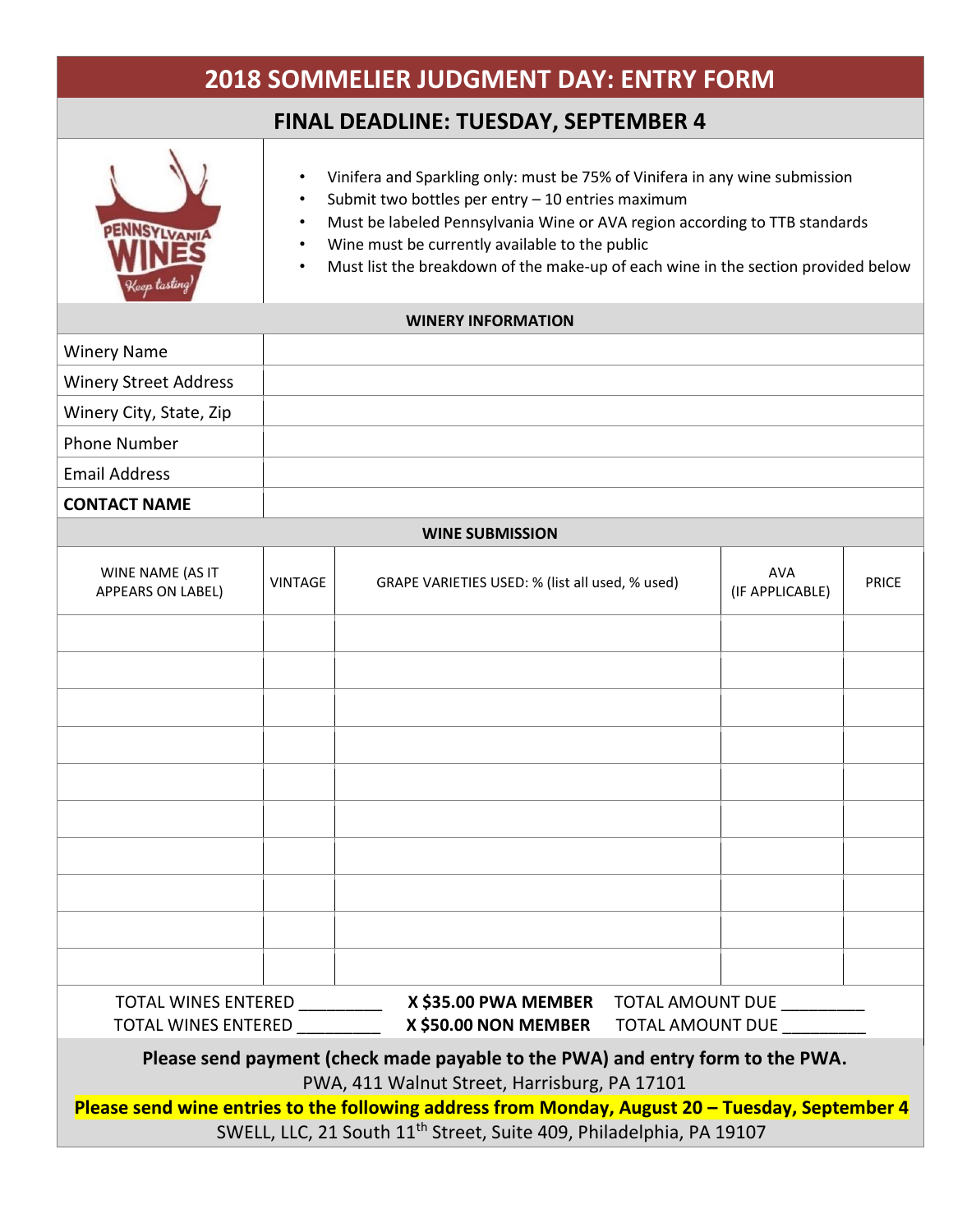# 2018 SOMMELIER JUDGMENT DAY: ENTRY FORM

## FINAL DEADLINE: TUESDAY, SEPTEMBER 4

- Vinifera and Sparkling only: must be 75% of Vinifera in any wine submission
- Submit two bottles per entry – 10 entries maximum
- Must be labeled Pennsylvania Wine or AVA region according to TTB standards
- Wine must be currently available to the public
- Must list the breakdown of the make-up of each wine in the section provided below

**WINERY INFORMATION**

| | |
|---|---|
| Winery Name | |
| Winery Street Address | |
| Winery City, State, Zip | |
| Phone Number | |
| Email Address | |
| **CONTACT NAME** | |

**WINE SUBMISSION**

| WINE NAME (AS IT APPEARS ON LABEL) | VINTAGE | GRAPE VARIETIES USED: % (list all used, % used) | AVA (IF APPLICABLE) | PRICE |
|---|---|---|---|---|
| | | | | |
| | | | | |
| | | | | |
| | | | | |
| | | | | |
| | | | | |
| | | | | |
| | | | | |
| | | | | |
| | | | | |

TOTAL WINES ENTERED _________ **X $35.00 PWA MEMBER** TOTAL AMOUNT DUE _________

TOTAL WINES ENTERED _________ **X $50.00 NON MEMBER** TOTAL AMOUNT DUE _________

**Please send payment (check made payable to the PWA) and entry form to the PWA.**

PWA, 411 Walnut Street, Harrisburg, PA 17101

**Please send wine entries to the following address from Monday, August 20 – Tuesday, September 4**

SWELL, LLC, 21 South 11th Street, Suite 409, Philadelphia, PA 19107